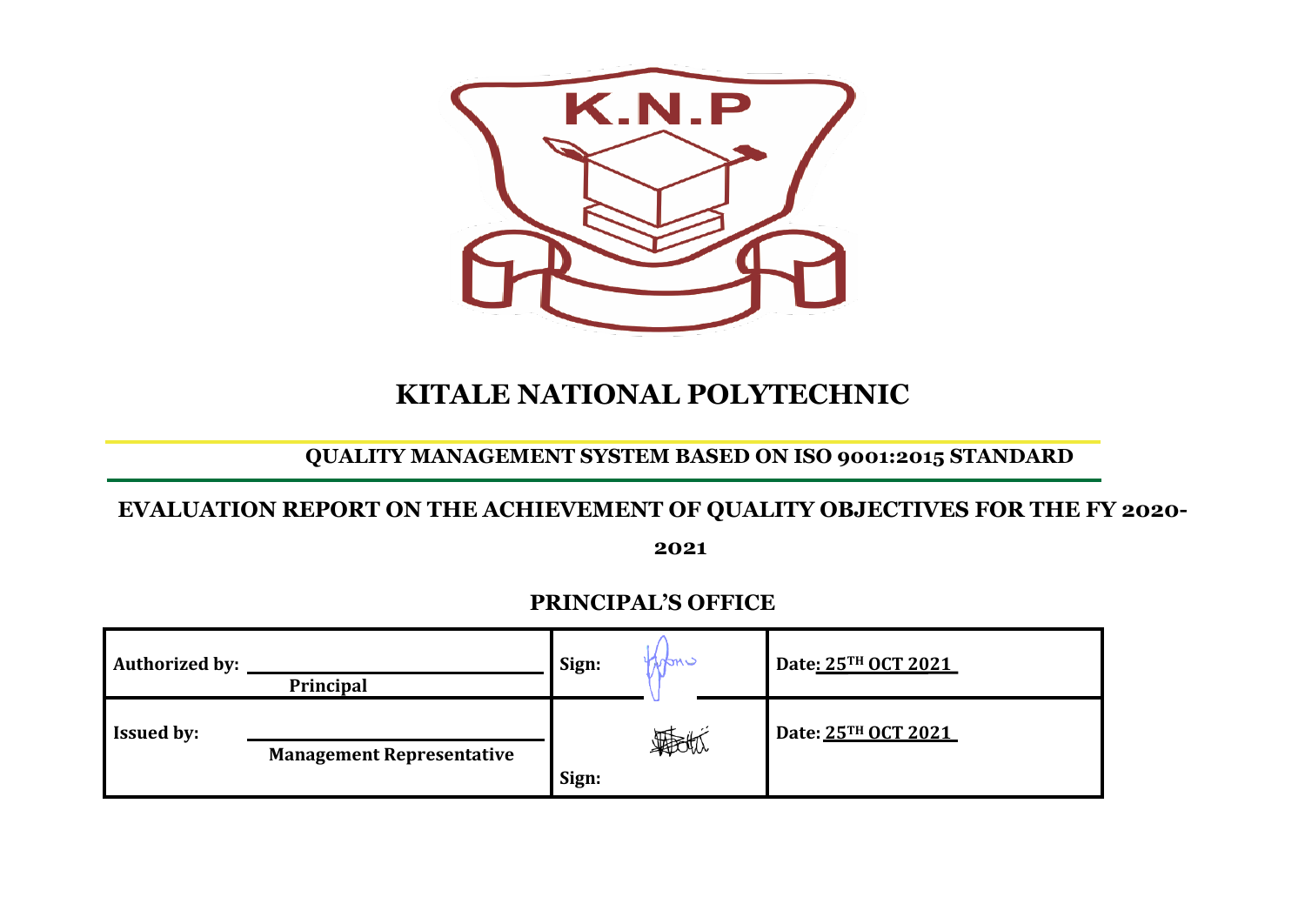# KITALE NATIONAL POLYTECHNIC

## QUALITY MANAGEMENT SYSTEM BASED ON ISO 9001:2015 STANDARD

## EVALUATION REPORT ON THE ACHIEVEMENT OF QUALITY OBJECTIVES FOR THE FY 2020-2021

## PRINCIPAL'S OFFICE

| | | |
|---|---|---|
| **Authorized by:** **Principal** | **Sign:** | **Date: 25TH OCT 2021** |
| **Issued by:** **Management Representative** | **Sign:** | **Date: 25TH OCT 2021** |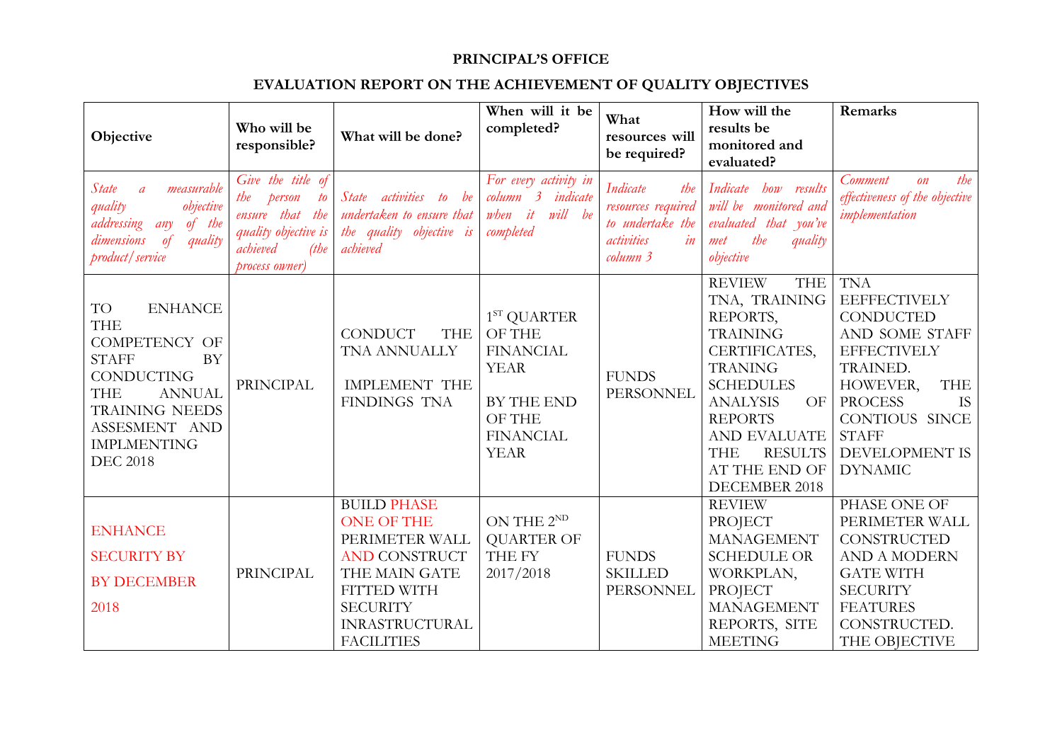**PRINCIPAL'S OFFICE**

**EVALUATION REPORT ON THE ACHIEVEMENT OF QUALITY OBJECTIVES**

| Objective | Who will be responsible? | What will be done? | When will it be completed? | What resources will be required? | How will the results be monitored and evaluated? | Remarks |
|---|---|---|---|---|---|---|
| *State a measurable quality objective addressing any of the dimensions of quality product/service* | *Give the title of the person to ensure that the quality objective is achieved (the process owner)* | *State activities to be undertaken to ensure that the quality objective is achieved* | *For every activity in column 3 indicate when it will be completed* | *Indicate the resources required to undertake the activities in column 3* | *Indicate how results will be monitored and evaluated that you've met the quality objective* | *Comment on the effectiveness of the objective implementation* |
| TO ENHANCE THE COMPETENCY OF STAFF BY CONDUCTING THE ANNUAL TRAINING NEEDS ASSESMENT AND IMPLMENTING DEC 2018 | PRINCIPAL | CONDUCT THE TNA ANNUALLY<br><br>IMPLEMENT THE FINDINGS TNA | 1ST QUARTER OF THE FINANCIAL YEAR<br><br>BY THE END OF THE FINANCIAL YEAR | FUNDS PERSONNEL | REVIEW THE TNA, TRAINING REPORTS, TRAINING CERTIFICATES, TRANING SCHEDULES ANALYSIS OF REPORTS AND EVALUATE THE RESULTS AT THE END OF DECEMBER 2018 | TNA EEFFECTIVELY CONDUCTED AND SOME STAFF EFFECTIVELY TRAINED. HOWEVER, THE PROCESS IS CONTIOUS SINCE STAFF DEVELOPMENT IS DYNAMIC |
| ENHANCE SECURITY BY BY DECEMBER 2018 | PRINCIPAL | BUILD PHASE ONE OF THE PERIMETER WALL AND CONSTRUCT THE MAIN GATE FITTED WITH SECURITY INRASTRUCTURAL FACILITIES | ON THE 2ND QUARTER OF THE FY 2017/2018 | FUNDS SKILLED PERSONNEL | REVIEW PROJECT MANAGEMENT SCHEDULE OR WORKPLAN, PROJECT MANAGEMENT REPORTS, SITE MEETING | PHASE ONE OF PERIMETER WALL CONSTRUCTED AND A MODERN GATE WITH SECURITY FEATURES CONSTRUCTED. THE OBJECTIVE |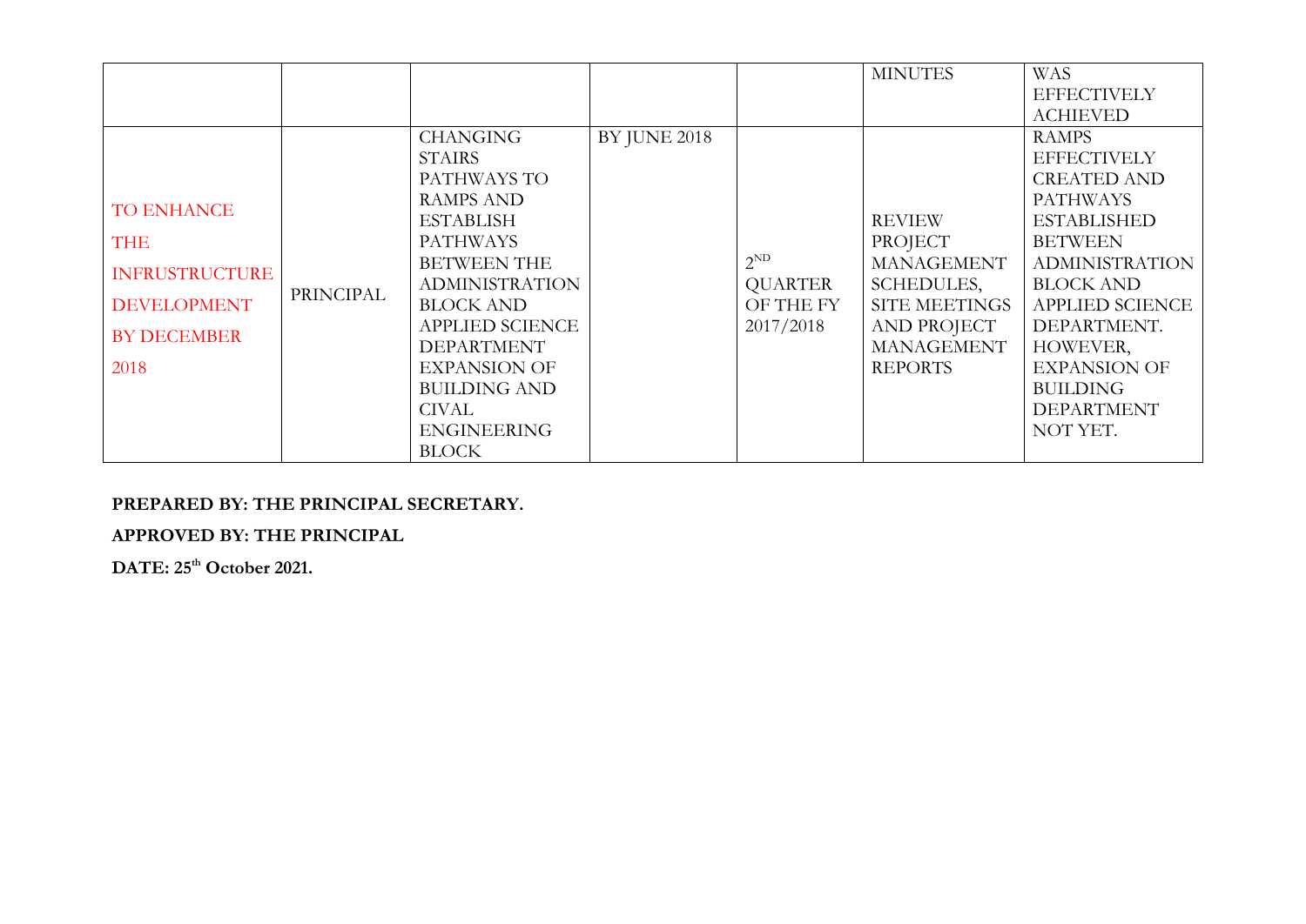| | | | | | | |
|---|---|---|---|---|---|---|
| | | | | | MINUTES | WAS EFFECTIVELY ACHIEVED |
| TO ENHANCE THE INFRUSTRUCTURE DEVELOPMENT BY DECEMBER 2018 | PRINCIPAL | CHANGING STAIRS PATHWAYS TO RAMPS AND ESTABLISH PATHWAYS BETWEEN THE ADMINISTRATION BLOCK AND APPLIED SCIENCE DEPARTMENT EXPANSION OF BUILDING AND CIVAL ENGINEERING BLOCK | BY JUNE 2018 | 2ND QUARTER OF THE FY 2017/2018 | REVIEW PROJECT MANAGEMENT SCHEDULES, SITE MEETINGS AND PROJECT MANAGEMENT REPORTS | RAMPS EFFECTIVELY CREATED AND PATHWAYS ESTABLISHED BETWEEN ADMINISTRATION BLOCK AND APPLIED SCIENCE DEPARTMENT. HOWEVER, EXPANSION OF BUILDING DEPARTMENT NOT YET. |

**PREPARED BY: THE PRINCIPAL SECRETARY.**

**APPROVED BY: THE PRINCIPAL**

**DATE: 25th October 2021.**